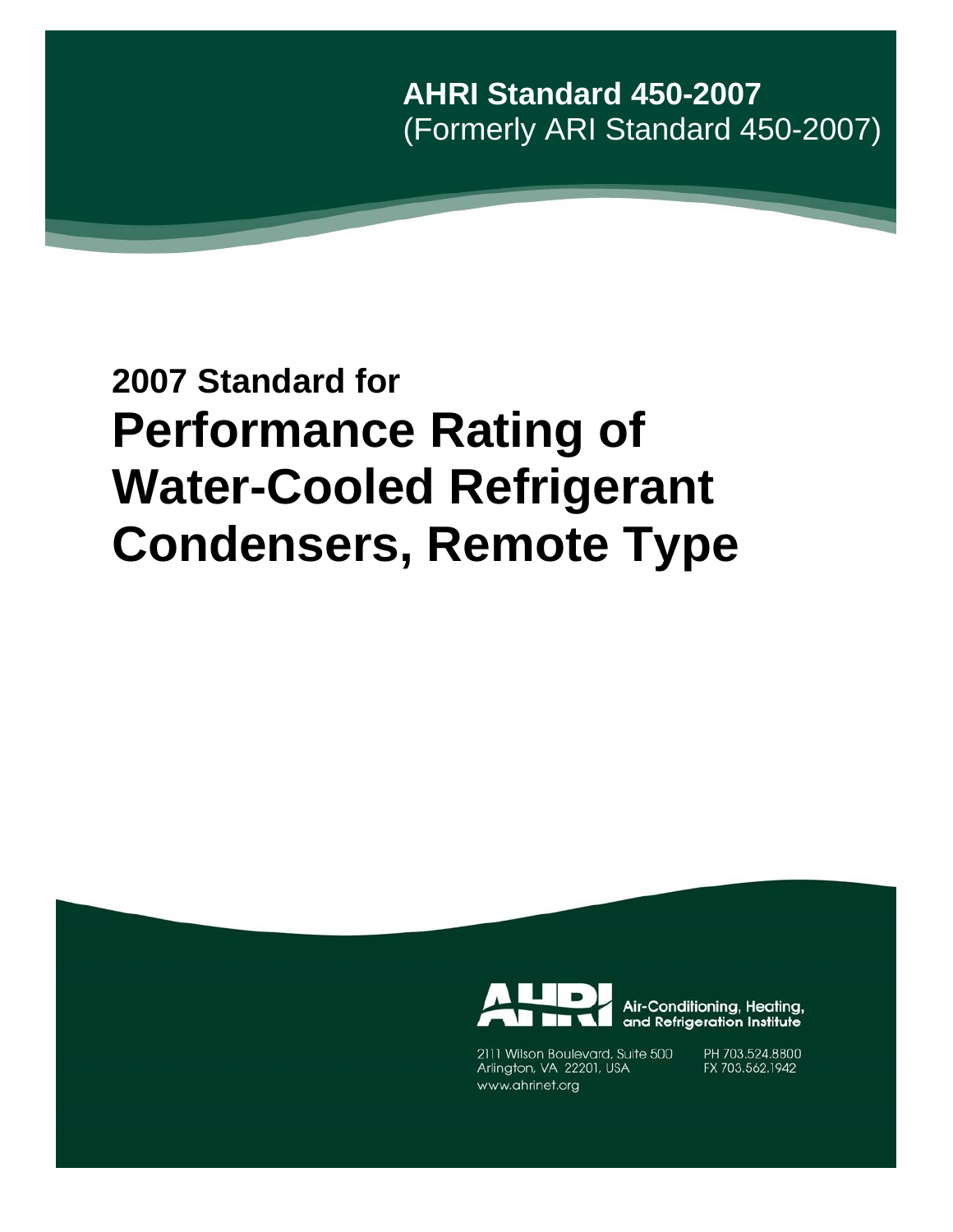**AHRI Standard 450-2007**
(Formerly ARI Standard 450-2007)

## 2007 Standard for

# Performance Rating of Water-Cooled Refrigerant Condensers, Remote Type

Air-Conditioning, Heating, and Refrigeration Institute

2111 Wilson Boulevard, Suite 500
Arlington, VA 22201, USA
www.ahrinet.org

PH 703.524.8800
FX 703.562.1942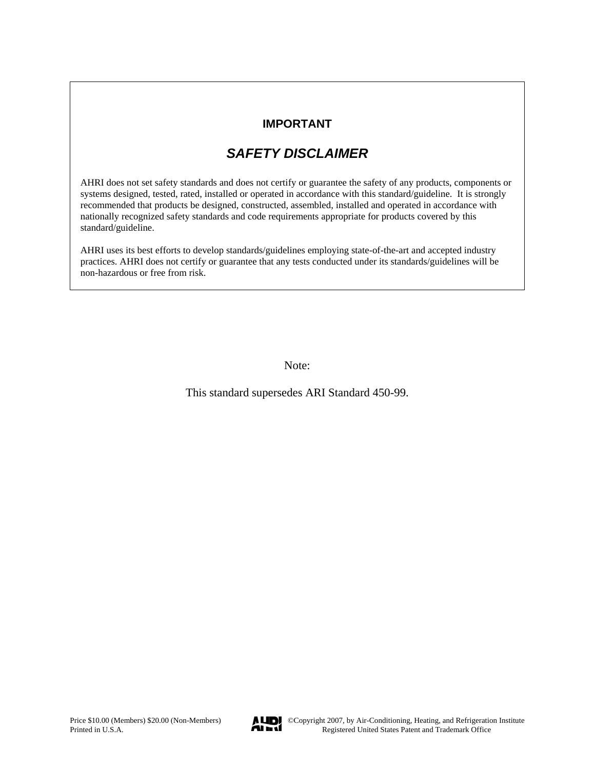**IMPORTANT**

## *SAFETY DISCLAIMER*

AHRI does not set safety standards and does not certify or guarantee the safety of any products, components or systems designed, tested, rated, installed or operated in accordance with this standard/guideline. It is strongly recommended that products be designed, constructed, assembled, installed and operated in accordance with nationally recognized safety standards and code requirements appropriate for products covered by this standard/guideline.

AHRI uses its best efforts to develop standards/guidelines employing state-of-the-art and accepted industry practices. AHRI does not certify or guarantee that any tests conducted under its standards/guidelines will be non-hazardous or free from risk.

Note:

This standard supersedes ARI Standard 450-99.

Price $10.00 (Members) $20.00 (Non-Members)
Printed in U.S.A.

©Copyright 2007, by Air-Conditioning, Heating, and Refrigeration Institute
Registered United States Patent and Trademark Office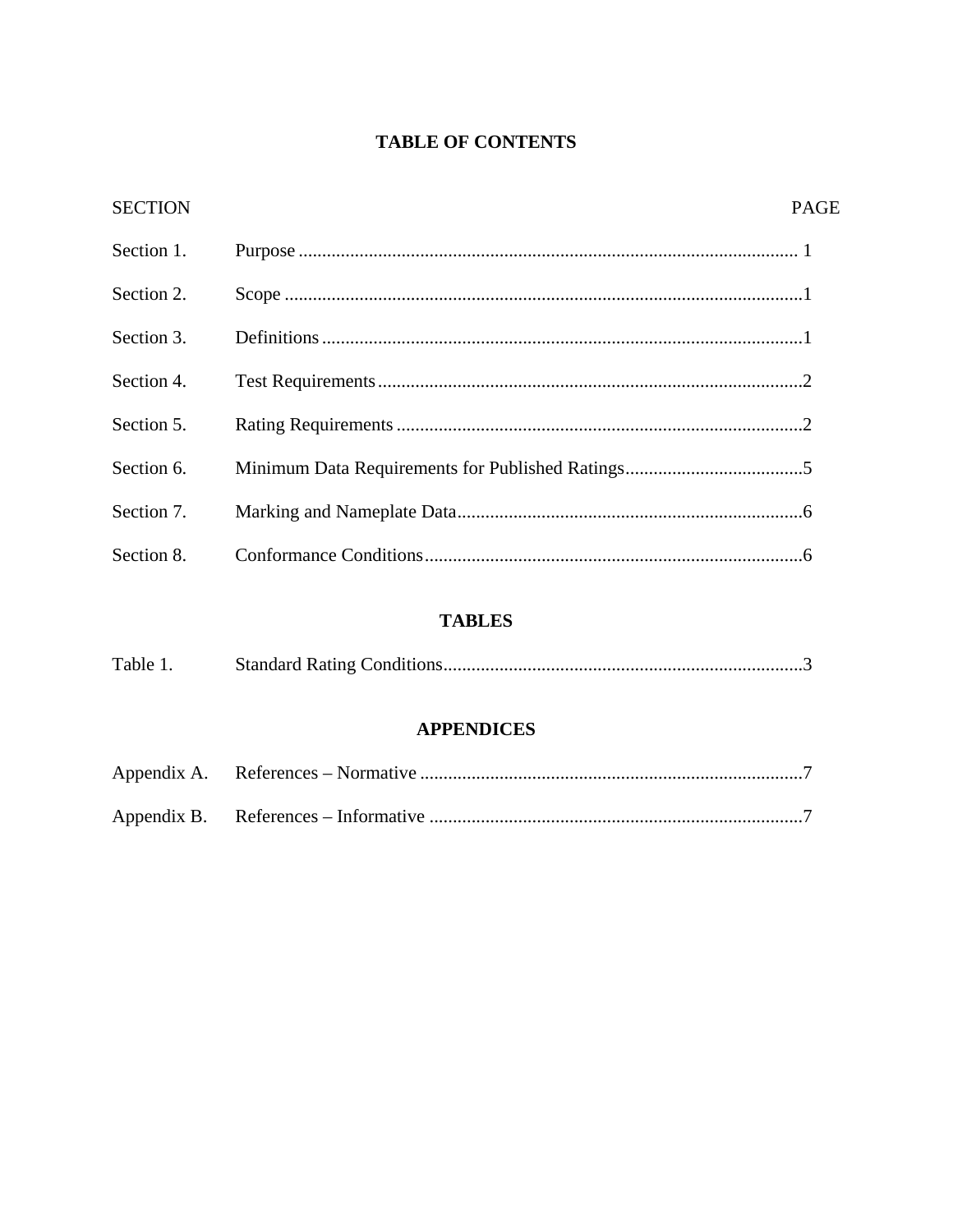# TABLE OF CONTENTS

| SECTION | | PAGE |
|---|---|---|
| Section 1. | Purpose | 1 |
| Section 2. | Scope | 1 |
| Section 3. | Definitions | 1 |
| Section 4. | Test Requirements | 2 |
| Section 5. | Rating Requirements | 2 |
| Section 6. | Minimum Data Requirements for Published Ratings | 5 |
| Section 7. | Marking and Nameplate Data | 6 |
| Section 8. | Conformance Conditions | 6 |

## TABLES

| | | |
|---|---|---|
| Table 1. | Standard Rating Conditions | 3 |

## APPENDICES

| | | |
|---|---|---|
| Appendix A. | References – Normative | 7 |
| Appendix B. | References – Informative | 7 |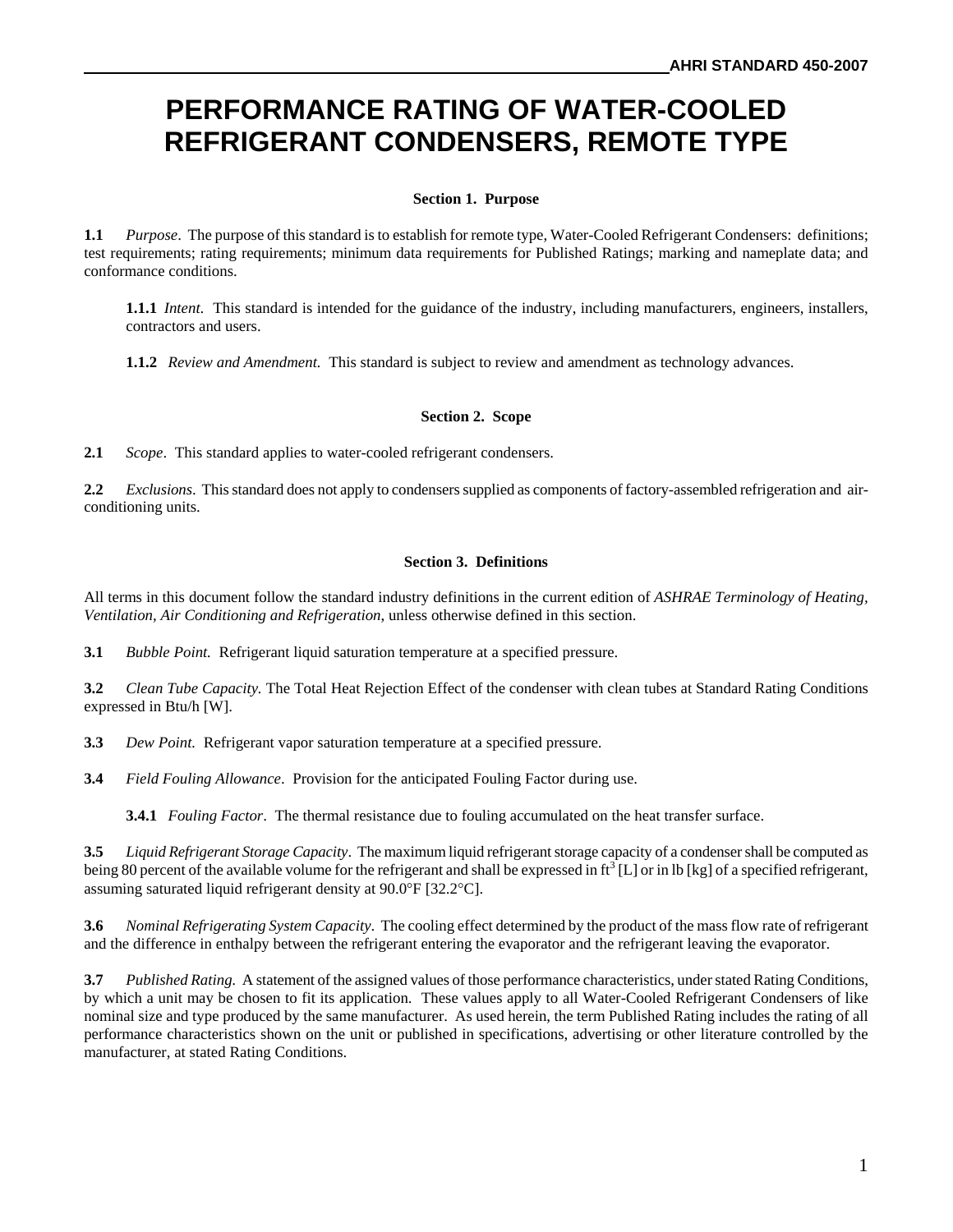# PERFORMANCE RATING OF WATER-COOLED REFRIGERANT CONDENSERS, REMOTE TYPE

## Section 1. Purpose

**1.1** *Purpose*. The purpose of this standard is to establish for remote type, Water-Cooled Refrigerant Condensers: definitions; test requirements; rating requirements; minimum data requirements for Published Ratings; marking and nameplate data; and conformance conditions.

**1.1.1** *Intent.* This standard is intended for the guidance of the industry, including manufacturers, engineers, installers, contractors and users.

**1.1.2** *Review and Amendment.* This standard is subject to review and amendment as technology advances.

## Section 2. Scope

**2.1** *Scope*. This standard applies to water-cooled refrigerant condensers.

**2.2** *Exclusions*. This standard does not apply to condensers supplied as components of factory-assembled refrigeration and air-conditioning units.

## Section 3. Definitions

All terms in this document follow the standard industry definitions in the current edition of *ASHRAE Terminology of Heating, Ventilation, Air Conditioning and Refrigeration*, unless otherwise defined in this section.

**3.1** *Bubble Point.* Refrigerant liquid saturation temperature at a specified pressure.

**3.2** *Clean Tube Capacity.* The Total Heat Rejection Effect of the condenser with clean tubes at Standard Rating Conditions expressed in Btu/h [W].

**3.3** *Dew Point.* Refrigerant vapor saturation temperature at a specified pressure.

**3.4** *Field Fouling Allowance*. Provision for the anticipated Fouling Factor during use.

**3.4.1** *Fouling Factor*. The thermal resistance due to fouling accumulated on the heat transfer surface.

**3.5** *Liquid Refrigerant Storage Capacity*. The maximum liquid refrigerant storage capacity of a condenser shall be computed as being 80 percent of the available volume for the refrigerant and shall be expressed in $ft^3$ [L] or in lb [kg] of a specified refrigerant, assuming saturated liquid refrigerant density at 90.0°F [32.2°C].

**3.6** *Nominal Refrigerating System Capacity*. The cooling effect determined by the product of the mass flow rate of refrigerant and the difference in enthalpy between the refrigerant entering the evaporator and the refrigerant leaving the evaporator.

**3.7** *Published Rating.* A statement of the assigned values of those performance characteristics, under stated Rating Conditions, by which a unit may be chosen to fit its application. These values apply to all Water-Cooled Refrigerant Condensers of like nominal size and type produced by the same manufacturer. As used herein, the term Published Rating includes the rating of all performance characteristics shown on the unit or published in specifications, advertising or other literature controlled by the manufacturer, at stated Rating Conditions.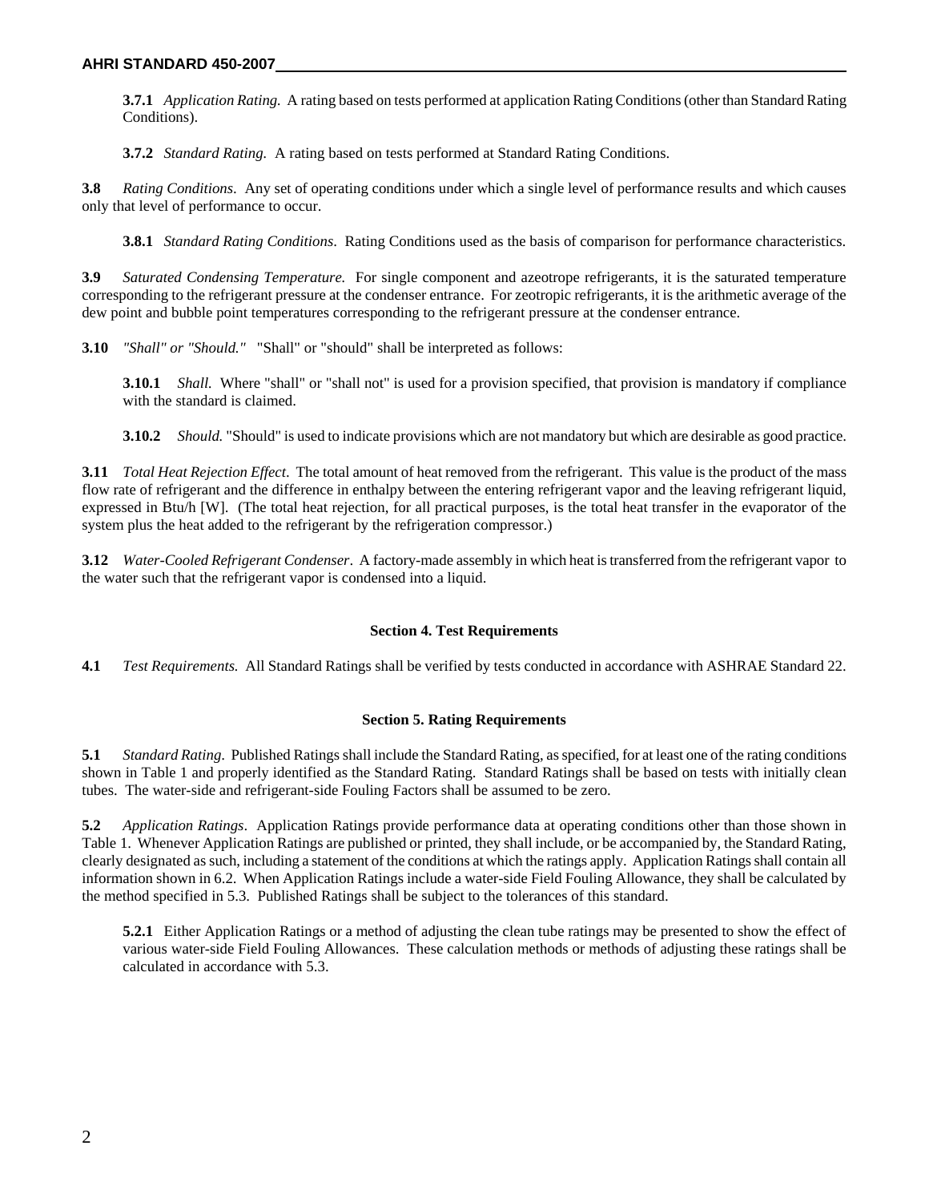**3.7.1** *Application Rating.* A rating based on tests performed at application Rating Conditions (other than Standard Rating Conditions).

**3.7.2** *Standard Rating.* A rating based on tests performed at Standard Rating Conditions.

**3.8** *Rating Conditions*. Any set of operating conditions under which a single level of performance results and which causes only that level of performance to occur.

**3.8.1** *Standard Rating Conditions*. Rating Conditions used as the basis of comparison for performance characteristics.

**3.9** *Saturated Condensing Temperature.* For single component and azeotrope refrigerants, it is the saturated temperature corresponding to the refrigerant pressure at the condenser entrance. For zeotropic refrigerants, it is the arithmetic average of the dew point and bubble point temperatures corresponding to the refrigerant pressure at the condenser entrance.

**3.10** *"Shall" or "Should."* "Shall" or "should" shall be interpreted as follows:

**3.10.1** *Shall.* Where "shall" or "shall not" is used for a provision specified, that provision is mandatory if compliance with the standard is claimed.

**3.10.2** *Should.* "Should" is used to indicate provisions which are not mandatory but which are desirable as good practice.

**3.11** *Total Heat Rejection Effect*. The total amount of heat removed from the refrigerant. This value is the product of the mass flow rate of refrigerant and the difference in enthalpy between the entering refrigerant vapor and the leaving refrigerant liquid, expressed in Btu/h [W]. (The total heat rejection, for all practical purposes, is the total heat transfer in the evaporator of the system plus the heat added to the refrigerant by the refrigeration compressor.)

**3.12** *Water-Cooled Refrigerant Condenser*. A factory-made assembly in which heat is transferred from the refrigerant vapor to the water such that the refrigerant vapor is condensed into a liquid.

## Section 4. Test Requirements

**4.1** *Test Requirements.* All Standard Ratings shall be verified by tests conducted in accordance with ASHRAE Standard 22.

## Section 5. Rating Requirements

**5.1** *Standard Rating*. Published Ratings shall include the Standard Rating, as specified, for at least one of the rating conditions shown in Table 1 and properly identified as the Standard Rating. Standard Ratings shall be based on tests with initially clean tubes. The water-side and refrigerant-side Fouling Factors shall be assumed to be zero.

**5.2** *Application Ratings*. Application Ratings provide performance data at operating conditions other than those shown in Table 1. Whenever Application Ratings are published or printed, they shall include, or be accompanied by, the Standard Rating, clearly designated as such, including a statement of the conditions at which the ratings apply. Application Ratings shall contain all information shown in 6.2. When Application Ratings include a water-side Field Fouling Allowance, they shall be calculated by the method specified in 5.3. Published Ratings shall be subject to the tolerances of this standard.

**5.2.1** Either Application Ratings or a method of adjusting the clean tube ratings may be presented to show the effect of various water-side Field Fouling Allowances. These calculation methods or methods of adjusting these ratings shall be calculated in accordance with 5.3.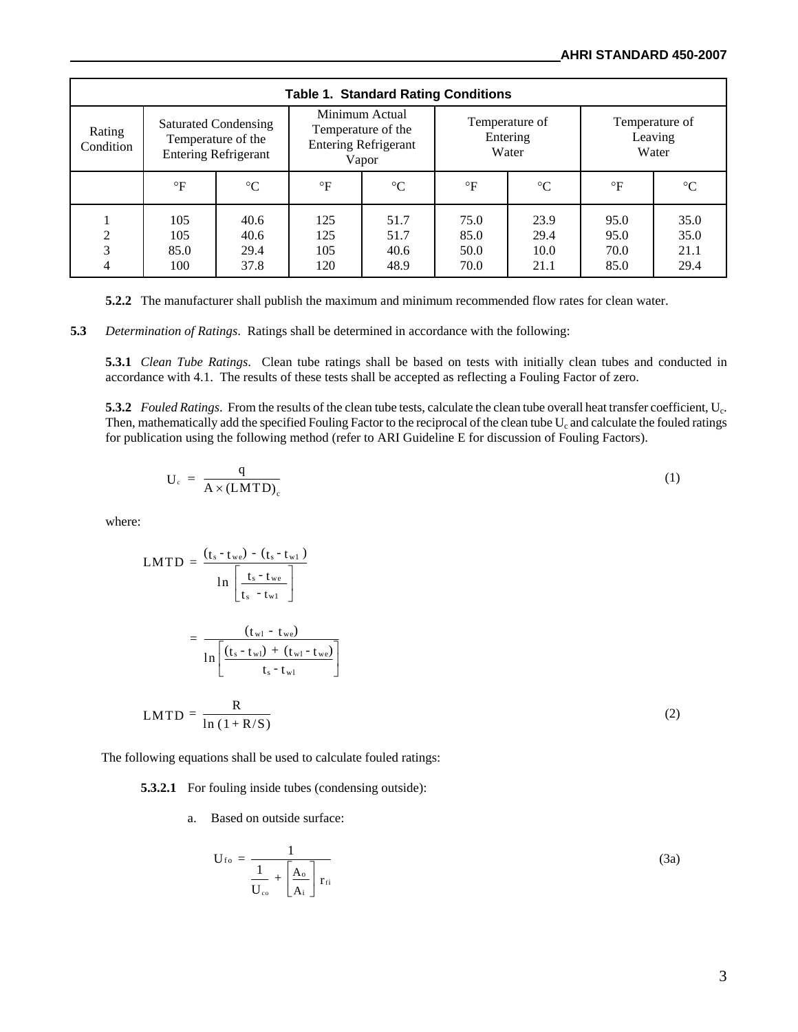**Table 1. Standard Rating Conditions**

| Rating Condition | Saturated Condensing Temperature of the Entering Refrigerant | | Minimum Actual Temperature of the Entering Refrigerant Vapor | | Temperature of Entering Water | | Temperature of Leaving Water | |
|---|---|---|---|---|---|---|---|---|
| | °F | °C | °F | °C | °F | °C | °F | °C |
| 1 | 105 | 40.6 | 125 | 51.7 | 75.0 | 23.9 | 95.0 | 35.0 |
| 2 | 105 | 40.6 | 125 | 51.7 | 85.0 | 29.4 | 95.0 | 35.0 |
| 3 | 85.0 | 29.4 | 105 | 40.6 | 50.0 | 10.0 | 70.0 | 21.1 |
| 4 | 100 | 37.8 | 120 | 48.9 | 70.0 | 21.1 | 85.0 | 29.4 |

**5.2.2** The manufacturer shall publish the maximum and minimum recommended flow rates for clean water.

**5.3** *Determination of Ratings*. Ratings shall be determined in accordance with the following:

**5.3.1** *Clean Tube Ratings*. Clean tube ratings shall be based on tests with initially clean tubes and conducted in accordance with 4.1. The results of these tests shall be accepted as reflecting a Fouling Factor of zero.

**5.3.2** *Fouled Ratings*. From the results of the clean tube tests, calculate the clean tube overall heat transfer coefficient, $U_c$. Then, mathematically add the specified Fouling Factor to the reciprocal of the clean tube $U_c$ and calculate the fouled ratings for publication using the following method (refer to ARI Guideline E for discussion of Fouling Factors).

$$U_c = \frac{q}{A \times (LMTD)_c} \tag{1}$$

where:

$$LMTD = \frac{(t_s - t_{we}) - (t_s - t_{wl})}{\ln\left[\dfrac{t_s - t_{we}}{t_s - t_{wl}}\right]}$$

$$= \frac{(t_{wl} - t_{we})}{\ln\left[\dfrac{(t_s - t_{wl}) + (t_{wl} - t_{we})}{t_s - t_{wl}}\right]}$$

$$LMTD = \frac{R}{\ln(1 + R/S)} \tag{2}$$

The following equations shall be used to calculate fouled ratings:

**5.3.2.1** For fouling inside tubes (condensing outside):

a. Based on outside surface:

$$U_{fo} = \frac{1}{\dfrac{1}{U_{co}} + \left[\dfrac{A_o}{A_i}\right] r_{fi}} \tag{3a}$$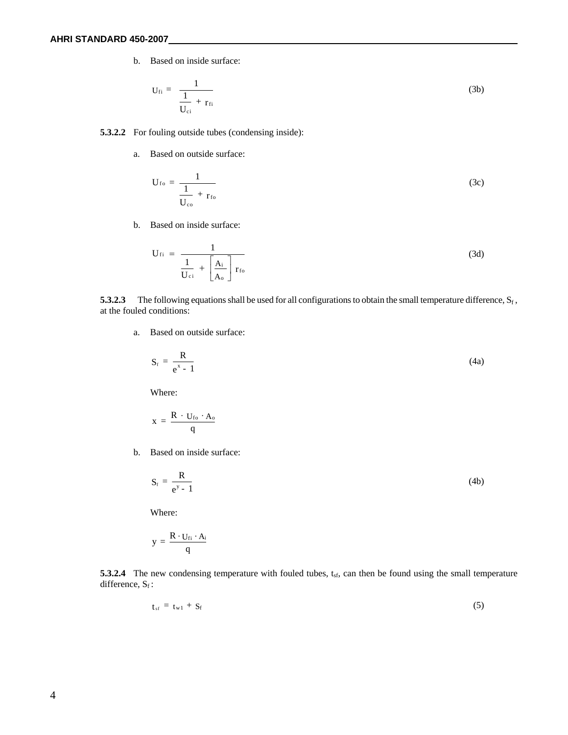b. Based on inside surface:

$$U_{fi} = \frac{1}{\frac{1}{U_{ci}} + r_{fi}} \tag{3b}$$

**5.3.2.2** For fouling outside tubes (condensing inside):

a. Based on outside surface:

$$U_{fo} = \frac{1}{\frac{1}{U_{co}} + r_{fo}} \tag{3c}$$

b. Based on inside surface:

$$U_{fi} = \frac{1}{\frac{1}{U_{ci}} + \left[\frac{A_i}{A_o}\right] r_{fo}} \tag{3d}$$

**5.3.2.3** The following equations shall be used for all configurations to obtain the small temperature difference, $S_f$, at the fouled conditions:

a. Based on outside surface:

$$S_f = \frac{R}{e^x - 1} \tag{4a}$$

Where:

$$x = \frac{R \cdot U_{fo} \cdot A_o}{q}$$

b. Based on inside surface:

$$S_f = \frac{R}{e^y - 1} \tag{4b}$$

Where:

$$y = \frac{R \cdot U_{fi} \cdot A_i}{q}$$

**5.3.2.4** The new condensing temperature with fouled tubes, $t_{sf}$, can then be found using the small temperature difference, $S_f$:

$$t_{sf} = t_{w1} + S_f \tag{5}$$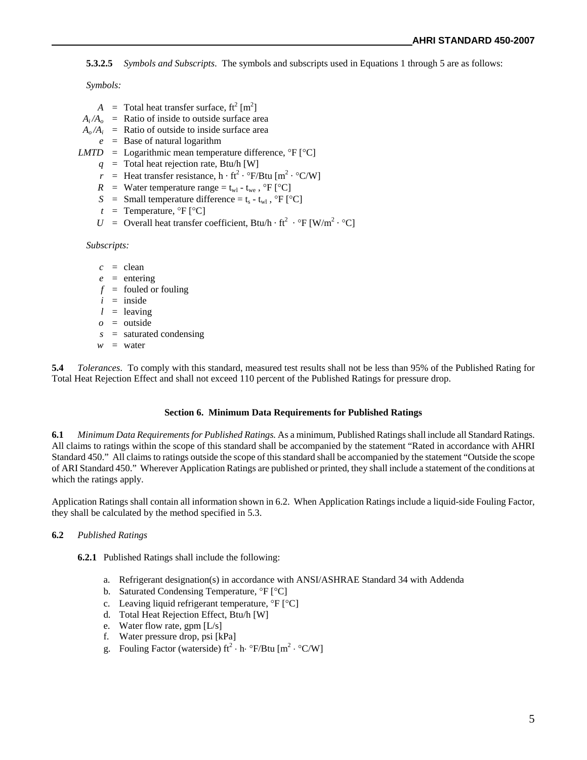**5.3.2.5** *Symbols and Subscripts*. The symbols and subscripts used in Equations 1 through 5 are as follows:

*Symbols:*

- $A$ = Total heat transfer surface, ft$^2$ [m$^2$]
- $A_i/A_o$ = Ratio of inside to outside surface area
- $A_o/A_i$ = Ratio of outside to inside surface area
- $e$ = Base of natural logarithm
- $LMTD$ = Logarithmic mean temperature difference, °F [°C]
- $q$ = Total heat rejection rate, Btu/h [W]
- $r$ = Heat transfer resistance, h · ft$^2$ · °F/Btu [m$^2$ · °C/W]
- $R$ = Water temperature range = $t_{wl}$ - $t_{we}$ , °F [°C]
- $S$ = Small temperature difference = $t_s$ - $t_{wl}$ , °F [°C]
- $t$ = Temperature, °F [°C]
- $U$ = Overall heat transfer coefficient, Btu/h · ft$^2$ · °F [W/m$^2$ · °C]

*Subscripts:*

- $c$ = clean
- $e$ = entering
- $f$ = fouled or fouling
- $i$ = inside
- $l$ = leaving
- $o$ = outside
- $s$ = saturated condensing
- $w$ = water

**5.4** *Tolerances*. To comply with this standard, measured test results shall not be less than 95% of the Published Rating for Total Heat Rejection Effect and shall not exceed 110 percent of the Published Ratings for pressure drop.

## Section 6. Minimum Data Requirements for Published Ratings

**6.1** *Minimum Data Requirements for Published Ratings.* As a minimum, Published Ratings shall include all Standard Ratings. All claims to ratings within the scope of this standard shall be accompanied by the statement "Rated in accordance with AHRI Standard 450." All claims to ratings outside the scope of this standard shall be accompanied by the statement "Outside the scope of ARI Standard 450." Wherever Application Ratings are published or printed, they shall include a statement of the conditions at which the ratings apply.

Application Ratings shall contain all information shown in 6.2. When Application Ratings include a liquid-side Fouling Factor, they shall be calculated by the method specified in 5.3.

**6.2** *Published Ratings*

**6.2.1** Published Ratings shall include the following:

a. Refrigerant designation(s) in accordance with ANSI/ASHRAE Standard 34 with Addenda
b. Saturated Condensing Temperature, °F [°C]
c. Leaving liquid refrigerant temperature, °F [°C]
d. Total Heat Rejection Effect, Btu/h [W]
e. Water flow rate, gpm [L/s]
f. Water pressure drop, psi [kPa]
g. Fouling Factor (waterside) ft$^2$ · h· °F/Btu [m$^2$ · °C/W]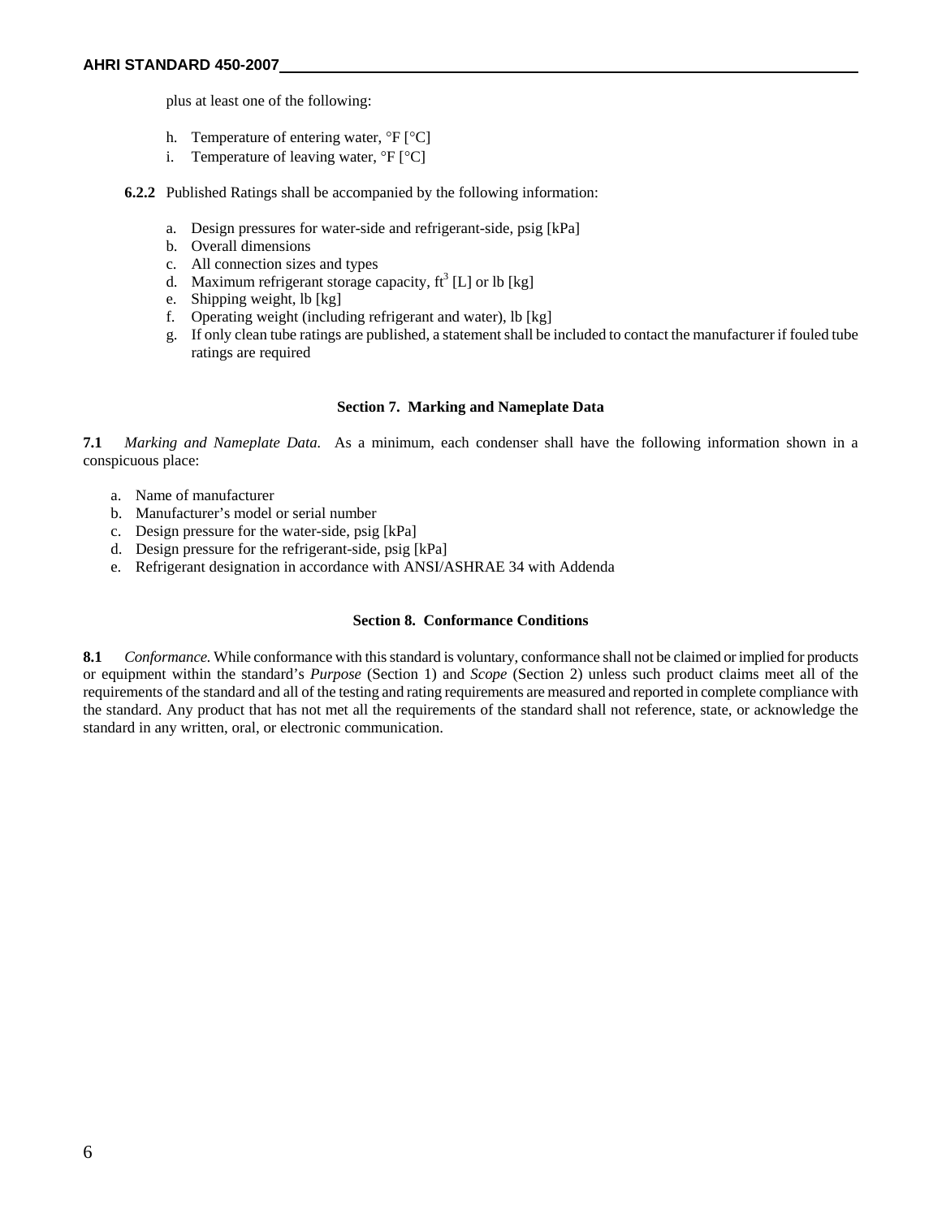plus at least one of the following:

h. Temperature of entering water, °F [°C]
i. Temperature of leaving water, °F [°C]

**6.2.2** Published Ratings shall be accompanied by the following information:

a. Design pressures for water-side and refrigerant-side, psig [kPa]
b. Overall dimensions
c. All connection sizes and types
d. Maximum refrigerant storage capacity, $ft^3$ [L] or lb [kg]
e. Shipping weight, lb [kg]
f. Operating weight (including refrigerant and water), lb [kg]
g. If only clean tube ratings are published, a statement shall be included to contact the manufacturer if fouled tube ratings are required

## Section 7. Marking and Nameplate Data

**7.1** *Marking and Nameplate Data.* As a minimum, each condenser shall have the following information shown in a conspicuous place:

a. Name of manufacturer
b. Manufacturer's model or serial number
c. Design pressure for the water-side, psig [kPa]
d. Design pressure for the refrigerant-side, psig [kPa]
e. Refrigerant designation in accordance with ANSI/ASHRAE 34 with Addenda

## Section 8. Conformance Conditions

**8.1** *Conformance.* While conformance with this standard is voluntary, conformance shall not be claimed or implied for products or equipment within the standard's *Purpose* (Section 1) and *Scope* (Section 2) unless such product claims meet all of the requirements of the standard and all of the testing and rating requirements are measured and reported in complete compliance with the standard. Any product that has not met all the requirements of the standard shall not reference, state, or acknowledge the standard in any written, oral, or electronic communication.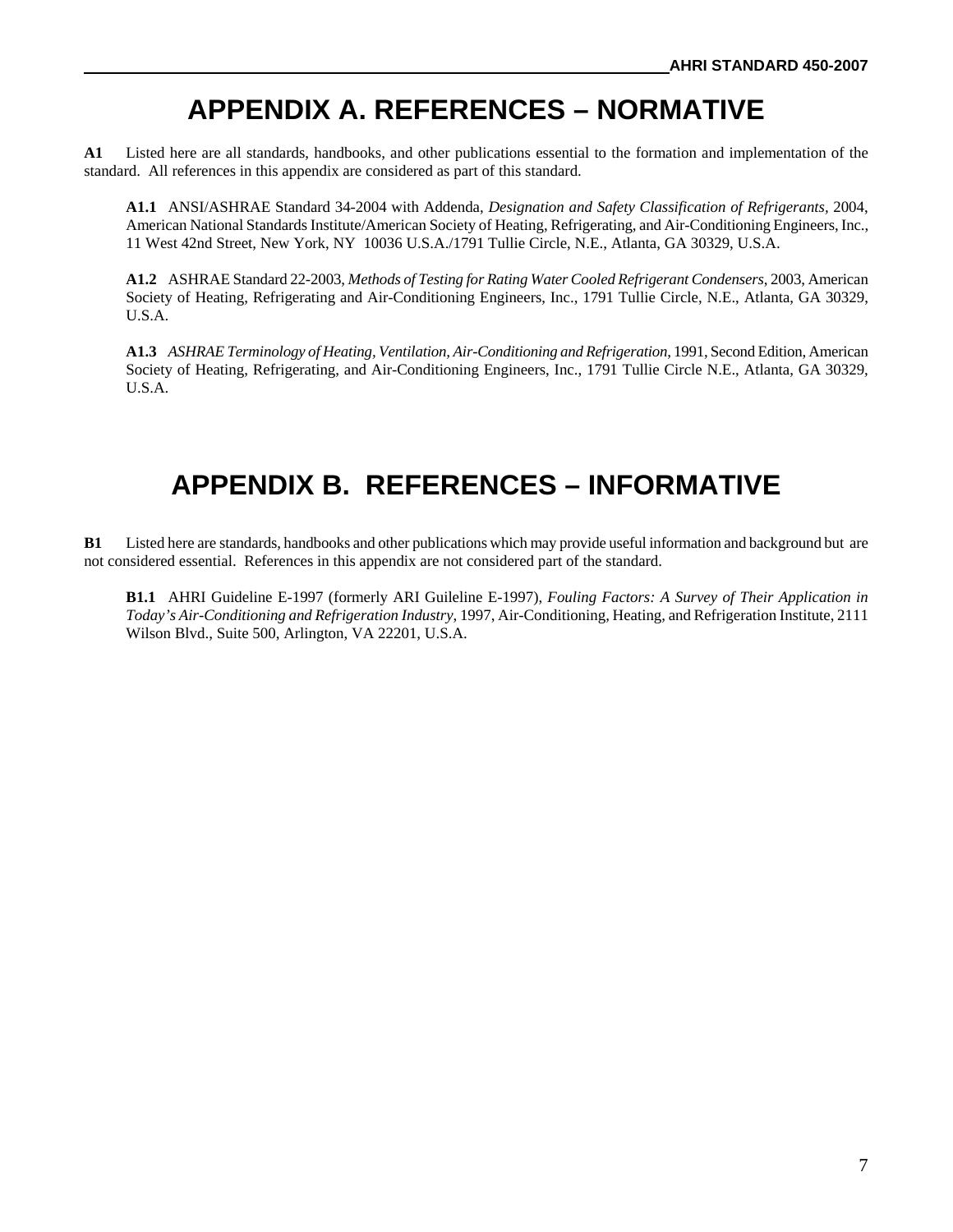# APPENDIX A. REFERENCES – NORMATIVE

**A1** Listed here are all standards, handbooks, and other publications essential to the formation and implementation of the standard. All references in this appendix are considered as part of this standard.

**A1.1** ANSI/ASHRAE Standard 34-2004 with Addenda, *Designation and Safety Classification of Refrigerants,* 2004, American National Standards Institute/American Society of Heating, Refrigerating, and Air-Conditioning Engineers, Inc., 11 West 42nd Street, New York, NY 10036 U.S.A./1791 Tullie Circle, N.E., Atlanta, GA 30329, U.S.A.

**A1.2** ASHRAE Standard 22-2003, *Methods of Testing for Rating Water Cooled Refrigerant Condensers*, 2003, American Society of Heating, Refrigerating and Air-Conditioning Engineers, Inc., 1791 Tullie Circle, N.E., Atlanta, GA 30329, U.S.A.

**A1.3** *ASHRAE Terminology of Heating, Ventilation, Air-Conditioning and Refrigeration*, 1991, Second Edition, American Society of Heating, Refrigerating, and Air-Conditioning Engineers, Inc., 1791 Tullie Circle N.E., Atlanta, GA 30329, U.S.A.

# APPENDIX B. REFERENCES – INFORMATIVE

**B1** Listed here are standards, handbooks and other publications which may provide useful information and background but are not considered essential. References in this appendix are not considered part of the standard.

**B1.1** AHRI Guideline E-1997 (formerly ARI Guileline E-1997), *Fouling Factors: A Survey of Their Application in Today's Air-Conditioning and Refrigeration Industry,* 1997, Air-Conditioning, Heating, and Refrigeration Institute, 2111 Wilson Blvd., Suite 500, Arlington, VA 22201, U.S.A.